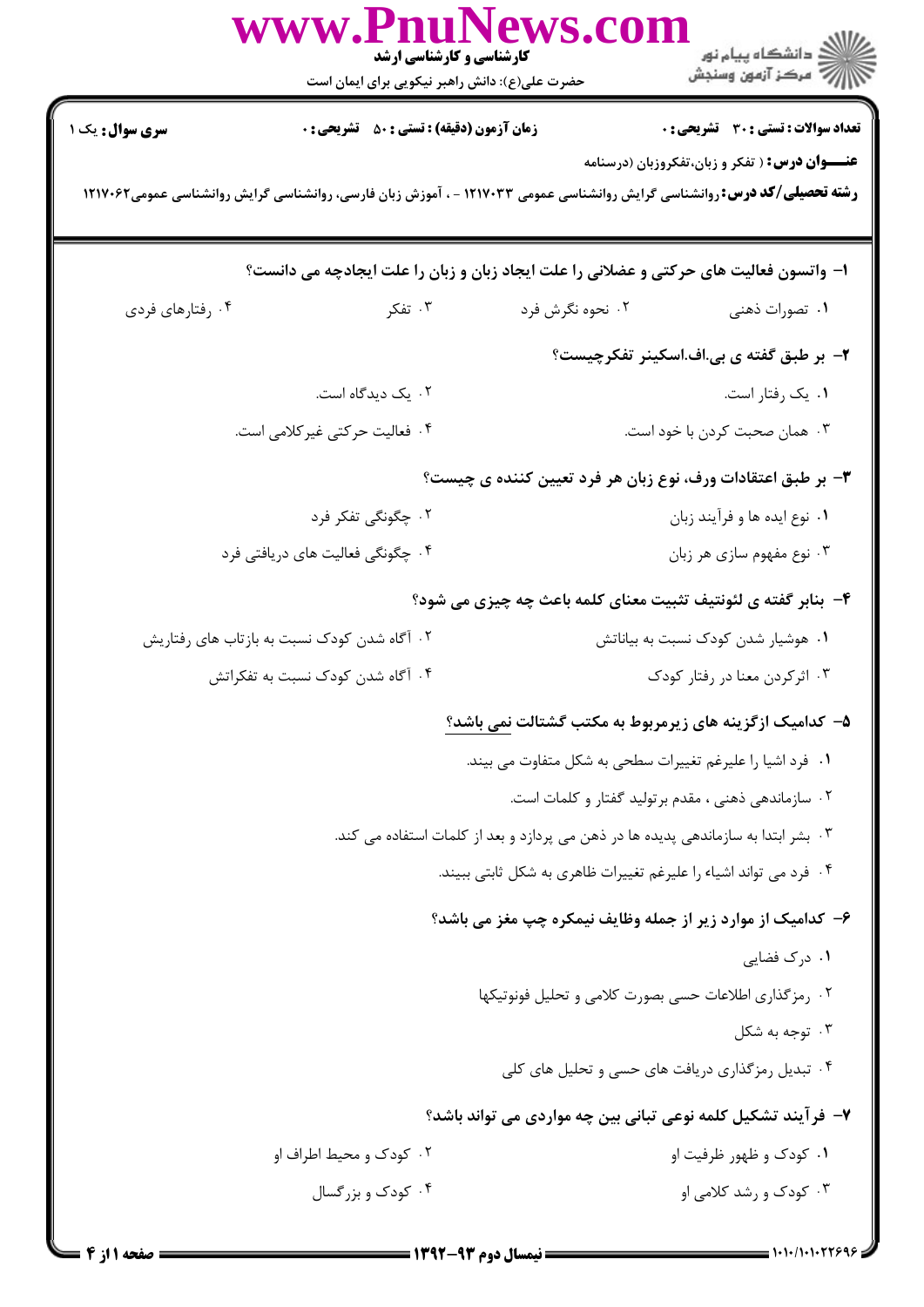**سری سوال:** یک ۱

**زمان آزمون (دقیقه) : تستی : ۵۰ تشریحی : ۰**

**تعداد سوالات : تستی : ۳۰ تشریحی : ۰**

**عنـــوان درس :** ( تفکر و زبان،تفکروزبان (درسنامه

**رشته تحصیلی/کد درس:** روانشناسی گرایش روانشناسی عمومی ۱۲۱۷۰۳۳ - ، آموزش زبان فارسی، روانشناسی گرایش روانشناسی عمومی۱۲۱۷۰۶۲

**۱- واتسون فعالیت های حرکتی و عضلانی را علت ایجاد زبان و زبان را علت ایجادچه می دانست؟**

۱. تصورات ذهنی
۲. نحوه نگرش فرد
۳. تفکر
۴. رفتارهای فردی

**۲- بر طبق گفته ی بی.اف.اسکینر تفکرچیست؟**

۱. یک رفتار است.
۲. یک دیدگاه است.
۳. همان صحبت کردن با خود است.
۴. فعالیت حرکتی غیرکلامی است.

**۳- بر طبق اعتقادات ورف، نوع زبان هر فرد تعیین کننده ی چیست؟**

۱. نوع ایده ها و فرآیند زبان
۲. چگونگی تفکر فرد
۳. نوع مفهوم سازی هر زبان
۴. چگونگی فعالیت های دریافتی فرد

**۴- بنابر گفته ی لئونتیف تثبیت معنای کلمه باعث چه چیزی می شود؟**

۱. هوشیار شدن کودک نسبت به بیاناتش
۲. آگاه شدن کودک نسبت به بازتاب های رفتاریش
۳. اثرکردن معنا در رفتار کودک
۴. آگاه شدن کودک نسبت به تفکراتش

**۵- کدامیک ازگزینه های زیرمربوط به مکتب گشتالت نمی باشد؟**

۱. فرد اشیا را علیرغم تغییرات سطحی به شکل متفاوت می بیند.
۲. سازماندهی ذهنی ، مقدم برتولید گفتار و کلمات است.
۳. بشر ابتدا به سازماندهی پدیده ها در ذهن می پردازد و بعد از کلمات استفاده می کند.
۴. فرد می تواند اشیاء را علیرغم تغییرات ظاهری به شکل ثابتی ببیند.

**۶- کدامیک از موارد زیر از جمله وظایف نیمکره چپ مغز می باشد؟**

۱. درک فضایی
۲. رمزگذاری اطلاعات حسی بصورت کلامی و تحلیل فونوتیکها
۳. توجه به شکل
۴. تبدیل رمزگذاری دریافت های حسی و تحلیل های کلی

**۷- فرآیند تشکیل کلمه نوعی تبانی بین چه مواردی می تواند باشد؟**

۱. کودک و ظهور ظرفیت او
۲. کودک و محیط اطراف او
۳. کودک و رشد کلامی او
۴. کودک و بزرگسال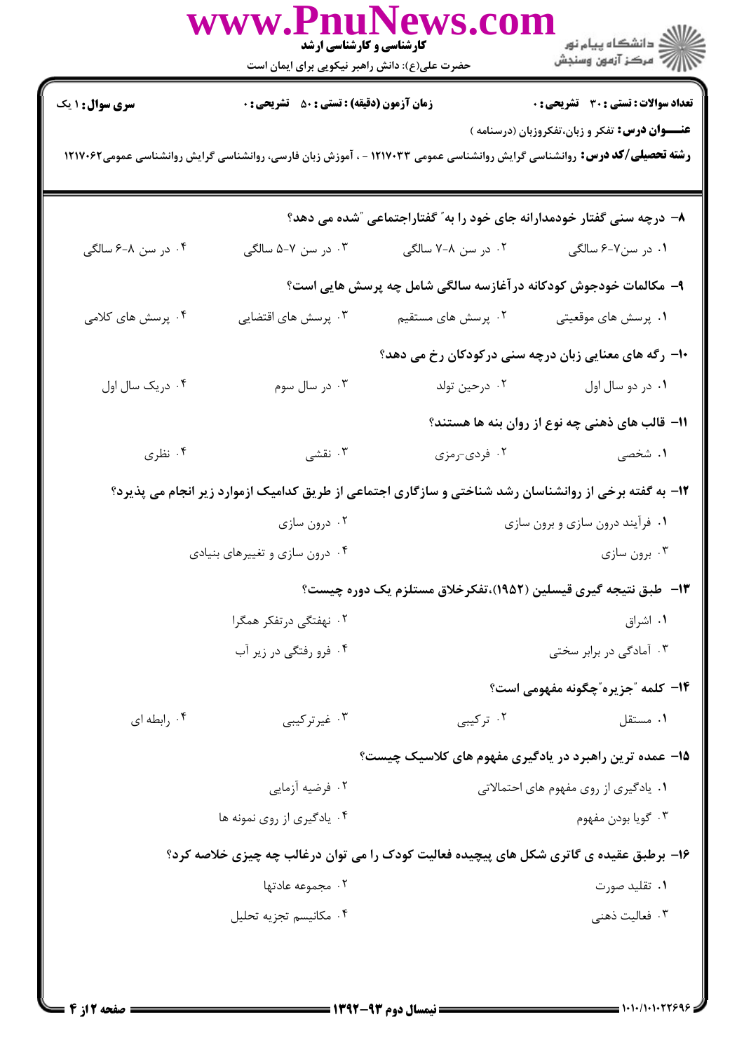**سری سوال:** ۱ یک
**زمان آزمون (دقیقه) : تستی : ۵۰ تشریحی : ۰**
**تعداد سوالات : تستی : ۳۰ تشریحی : ۰**

**عنـــوان درس:** تفکر و زبان،تفکروزبان (درسنامه )

**رشته تحصیلی/کد درس:** روانشناسی گرایش روانشناسی عمومی ۱۲۱۷۰۳۳ - ، آموزش زبان فارسی، روانشناسی گرایش روانشناسی عمومی۱۲۱۷۰۶۲

۸- درچه سنی گفتار خودمدارانه جای خود را به "گفتاراجتماعی "شده می دهد؟

۱. در سن۷-۶ سالگی
۲. در سن ۸-۷ سالگی
۳. در سن ۷-۵ سالگی
۴. در سن ۸-۶ سالگی

۹- مکالمات خودجوش کودکانه درآغازسه سالگی شامل چه پرسش هایی است؟

۱. پرسش های موقعیتی
۲. پرسش های مستقیم
۳. پرسش های اقتضایی
۴. پرسش های کلامی

۱۰- رگه های معنایی زبان درچه سنی درکودکان رخ می دهد؟

۱. در دو سال اول
۲. درحین تولد
۳. در سال سوم
۴. دریک سال اول

۱۱- قالب های ذهنی چه نوع از روان بنه ها هستند؟

۱. شخصی
۲. فردی-رمزی
۳. نقشی
۴. نظری

۱۲- به گفته برخی از روانشناسان رشد شناختی و سازگاری اجتماعی از طریق کدامیک ازموارد زیر انجام می پذیرد؟

۱. فرآیند درون سازی و برون سازی
۲. درون سازی
۳. برون سازی
۴. درون سازی و تغییرهای بنیادی

۱۳- طبق نتیجه گیری قیسلین (۱۹۵۲)،تفکرخلاق مستلزم یک دوره چیست؟

۱. اشراق
۲. نهفتگی درتفکر همگرا
۳. آمادگی در برابر سختی
۴. فرو رفتگی در زیر آب

۱۴- کلمه "جزیره"چگونه مفهومی است؟

۱. مستقل
۲. ترکیبی
۳. غیرترکیبی
۴. رابطه ای

۱۵- عمده ترین راهبرد در یادگیری مفهوم های کلاسیک چیست؟

۱. یادگیری از روی مفهوم های احتمالاتی
۲. فرضیه آزمایی
۳. گویا بودن مفهوم
۴. یادگیری از روی نمونه ها

۱۶- برطبق عقیده ی گاتری شکل های پیچیده فعالیت کودک را می توان درغالب چه چیزی خلاصه کرد؟

۱. تقلید صورت
۲. مجموعه عادتها
۳. فعالیت ذهنی
۴. مکانیسم تجزیه تحلیل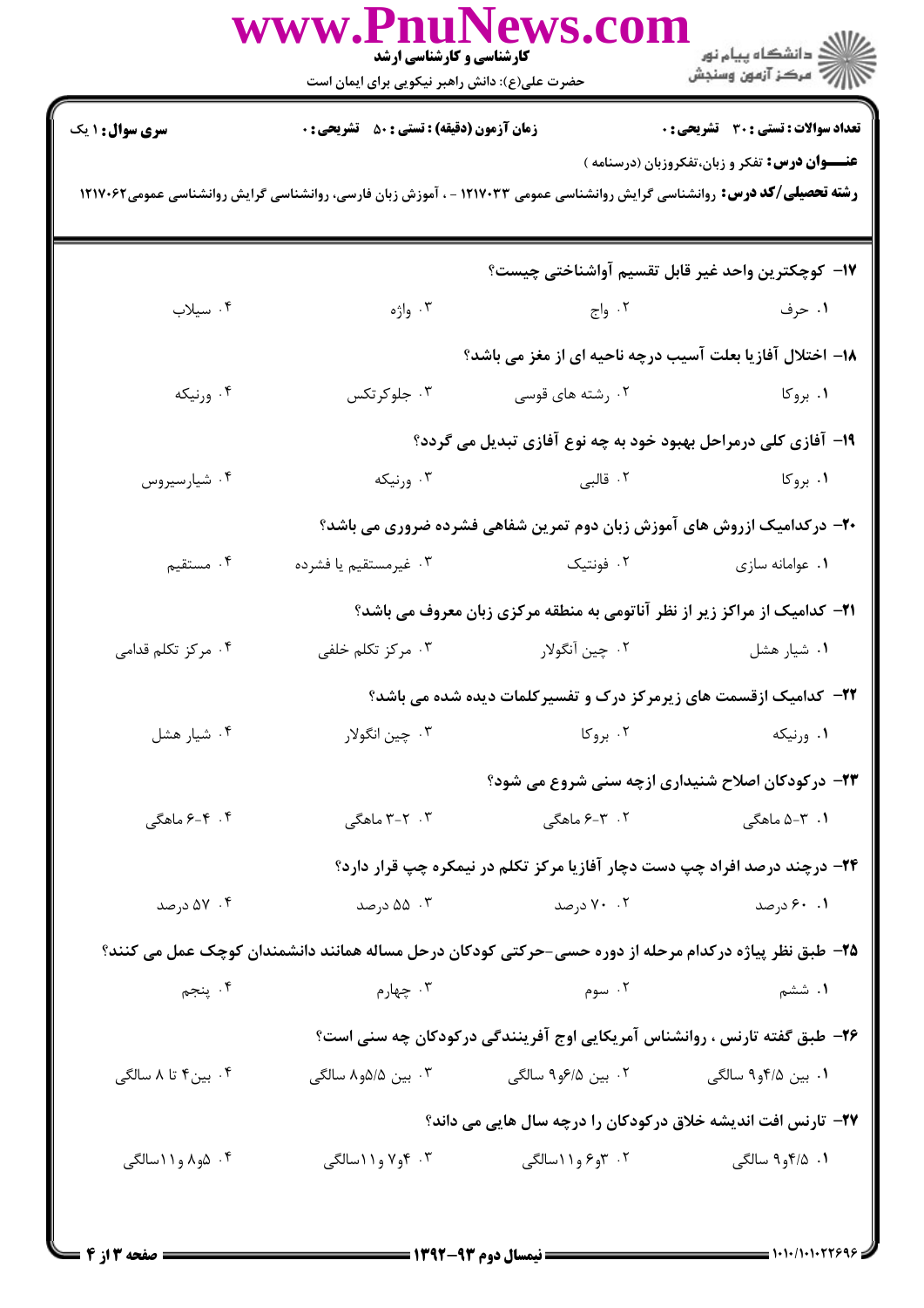**سری سوال:** ۱ یک

**زمان آزمون (دقیقه) : تستی : ۵۰ تشریحی : ۰**

**تعداد سوالات : تستی : ۳۰ تشریحی : ۰**

**عنـــوان درس:** تفکر و زبان،تفکروزبان (درسنامه )

**رشته تحصیلی/کد درس:** روانشناسی گرایش روانشناسی عمومی ۱۲۱۷۰۳۳ - ، آموزش زبان فارسی، روانشناسی گرایش روانشناسی عمومی۱۲۱۷۰۶۲

**۱۷- کوچکترین واحد غیر قابل تقسیم آواشناختی چیست؟**

۱. حرف ۲. واج ۳. واژه ۴. سیلاب

**۱۸- اختلال آفازیا بعلت آسیب درچه ناحیه ای از مغز می باشد؟**

۱. بروکا ۲. رشته های قوسی ۳. جلوکرتکس ۴. ورنیکه

**۱۹- آفازی کلی درمراحل بهبود خود به چه نوع آفازی تبدیل می گردد؟**

۱. بروکا ۲. قالبی ۳. ورنیکه ۴. شیارسیروس

**۲۰- درکدامیک ازروش های آموزش زبان دوم تمرین شفاهی فشرده ضروری می باشد؟**

۱. عوامانه سازی ۲. فونتیک ۳. غیرمستقیم یا فشرده ۴. مستقیم

**۲۱- کدامیک از مراکز زیر از نظر آناتومی به منطقه مرکزی زبان معروف می باشد؟**

۱. شیار هشل ۲. چین آنگولار ۳. مرکز تکلم خلفی ۴. مرکز تکلم قدامی

**۲۲- کدامیک ازقسمت های زیرمرکز درک و تفسیرکلمات دیده شده می باشد؟**

۱. ورنیکه ۲. بروکا ۳. چین انگولار ۴. شیار هشل

**۲۳- درکودکان اصلاح شنیداری ازچه سنی شروع می شود؟**

۱. ۳-۵ ماهگی ۲. ۳-۶ ماهگی ۳. ۲-۳ ماهگی ۴. ۴-۶ ماهگی

**۲۴- درچند درصد افراد چپ دست دچار آفازیا مرکز تکلم در نیمکره چپ قرار دارد؟**

۱. ۶۰ درصد ۲. ۷۰ درصد ۳. ۵۵ درصد ۴. ۵۷ درصد

**۲۵- طبق نظر پیاژه درکدام مرحله از دوره حسی-حرکتی کودکان درحل مساله همانند دانشمندان کوچک عمل می کنند؟**

۱. ششم ۲. سوم ۳. چهارم ۴. پنجم

**۲۶- طبق گفته تارنس ، روانشناس آمریکایی اوج آفرینندگی درکودکان چه سنی است؟**

۱. بین ۴/۵و۹ سالگی ۲. بین ۶/۵و۹ سالگی ۳. بین ۵/۵و۸ سالگی ۴. بین۴ تا ۸ سالگی

**۲۷- تارنس افت اندیشه خلاق درکودکان را درچه سال هایی می داند؟**

۱. ۴/۵و۹ سالگی ۲. ۳و۶ و۱۱سالگی ۳. ۴و۷ و۱۱سالگی ۴. ۵و۸ و۱۱سالگی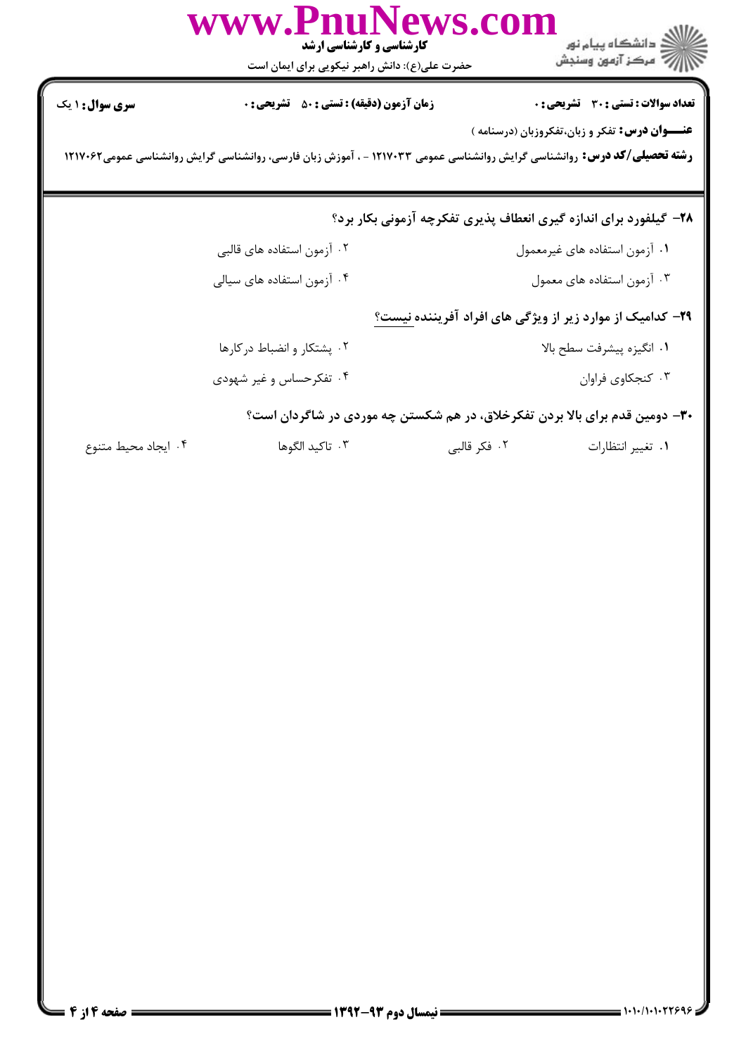**۲۸- گیلفورد برای اندازه گیری انعطاف پذیری تفکرچه آزمونی بکار برد؟**

۱. آزمون استفاده های غیرمعمول

۲. آزمون استفاده های قالبی

۳. آزمون استفاده های معمول

۴. آزمون استفاده های سیالی

**۲۹- کدامیک از موارد زیر از ویژگی های افراد آفریننده نیست؟**

۱. انگیزه پیشرفت سطح بالا

۲. پشتکار و انضباط درکارها

۳. کنجکاوی فراوان

۴. تفکرحساس و غیر شهودی

**۳۰- دومین قدم برای بالا بردن تفکرخلاق، در هم شکستن چه موردی در شاگردان است؟**

۱. تغییر انتظارات

۲. فکر قالبی

۳. تاکید الگوها

۴. ایجاد محیط متنوع